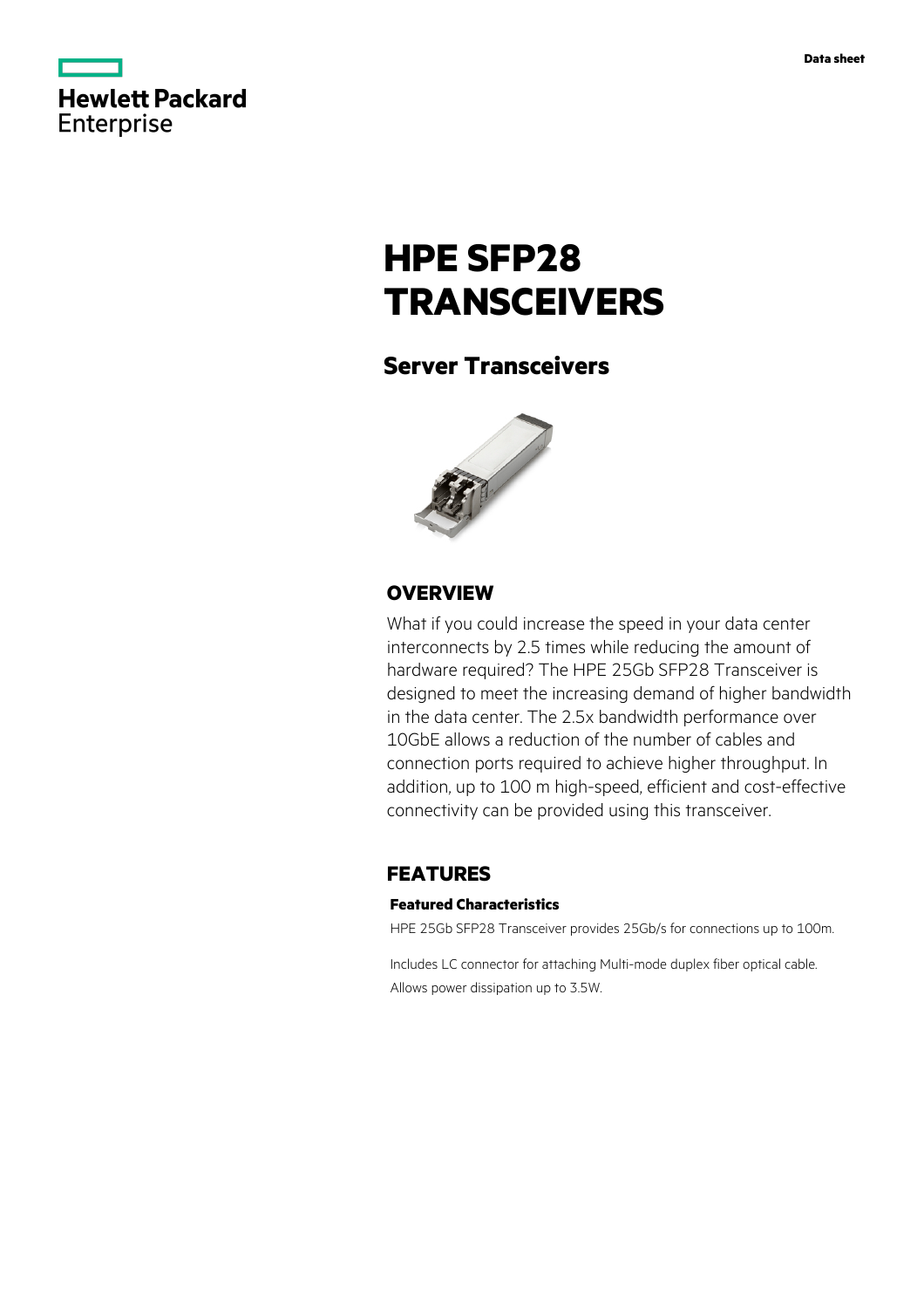Data sheet

Hewlett Packard Enterprise

# HPE SFP28 TRANSCEIVERS

## Server Transceivers

## OVERVIEW

What if you could increase the speed in your data center interconnects by 2.5 times while reducing the amount of hardware required? The HPE 25Gb SFP28 Transceiver is designed to meet the increasing demand of higher bandwidth in the data center. The 2.5x bandwidth performance over 10GbE allows a reduction of the number of cables and connection ports required to achieve higher throughput. In addition, up to 100 m high-speed, efficient and cost-effective connectivity can be provided using this transceiver.

## FEATURES

### Featured Characteristics

HPE 25Gb SFP28 Transceiver provides 25Gb/s for connections up to 100m.

Includes LC connector for attaching Multi-mode duplex fiber optical cable.
Allows power dissipation up to 3.5W.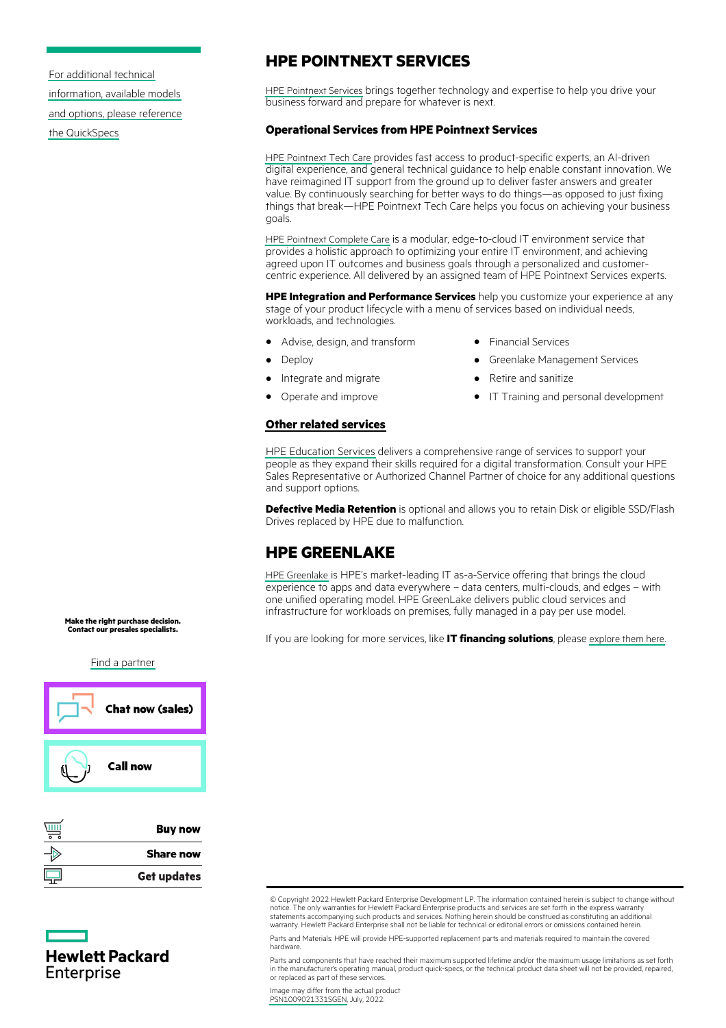For additional technical information, available models and options, please reference the QuickSpecs

## HPE POINTNEXT SERVICES

HPE Pointnext Services brings together technology and expertise to help you drive your business forward and prepare for whatever is next.

### Operational Services from HPE Pointnext Services

HPE Pointnext Tech Care provides fast access to product-specific experts, an AI-driven digital experience, and general technical guidance to help enable constant innovation. We have reimagined IT support from the ground up to deliver faster answers and greater value. By continuously searching for better ways to do things—as opposed to just fixing things that break—HPE Pointnext Tech Care helps you focus on achieving your business goals.

HPE Pointnext Complete Care is a modular, edge-to-cloud IT environment service that provides a holistic approach to optimizing your entire IT environment, and achieving agreed upon IT outcomes and business goals through a personalized and customer-centric experience. All delivered by an assigned team of HPE Pointnext Services experts.

**HPE Integration and Performance Services** help you customize your experience at any stage of your product lifecycle with a menu of services based on individual needs, workloads, and technologies.

- Advise, design, and transform
- Deploy
- Integrate and migrate
- Operate and improve
- Financial Services
- Greenlake Management Services
- Retire and sanitize
- IT Training and personal development

### Other related services

HPE Education Services delivers a comprehensive range of services to support your people as they expand their skills required for a digital transformation. Consult your HPE Sales Representative or Authorized Channel Partner of choice for any additional questions and support options.

**Defective Media Retention** is optional and allows you to retain Disk or eligible SSD/Flash Drives replaced by HPE due to malfunction.

## HPE GREENLAKE

HPE Greenlake is HPE's market-leading IT as-a-Service offering that brings the cloud experience to apps and data everywhere – data centers, multi-clouds, and edges – with one unified operating model. HPE GreenLake delivers public cloud services and infrastructure for workloads on premises, fully managed in a pay per use model.

If you are looking for more services, like **IT financing solutions**, please explore them here.

**Make the right purchase decision. Contact our presales specialists.**

Find a partner

Chat now (sales)

Call now

Buy now

Share now

Get updates

Hewlett Packard Enterprise

© Copyright 2022 Hewlett Packard Enterprise Development LP. The information contained herein is subject to change without notice. The only warranties for Hewlett Packard Enterprise products and services are set forth in the express warranty statements accompanying such products and services. Nothing herein should be construed as constituting an additional warranty. Hewlett Packard Enterprise shall not be liable for technical or editorial errors or omissions contained herein.

Parts and Materials: HPE will provide HPE-supported replacement parts and materials required to maintain the covered hardware.

Parts and components that have reached their maximum supported lifetime and/or the maximum usage limitations as set forth in the manufacturer's operating manual, product quick-specs, or the technical product data sheet will not be provided, repaired, or replaced as part of these services.

Image may differ from the actual product

PSN1009021331SGEN, July, 2022.